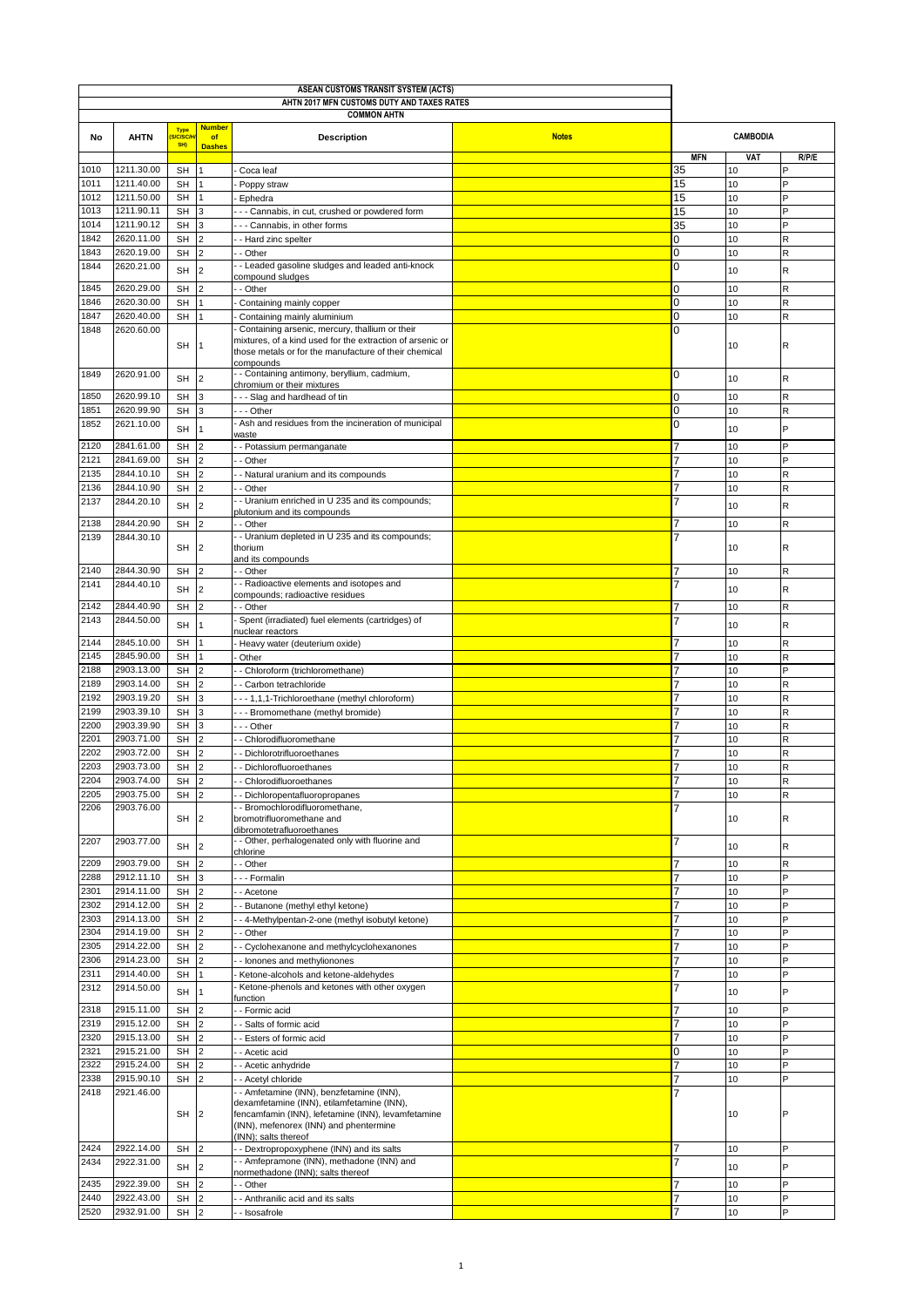# ASEAN CUSTOMS TRANSIT SYSTEM (ACTS)

## AHTN 2017 MFN CUSTOMS DUTY AND TAXES RATES

### COMMON AHTN

| No | AHTN | Type (SC/SC/H SH) | Number of Dashes | Description | Notes | CAMBODIA | | |
|---|---|---|---|---|---|---|---|---|
| | | | | | | MFN | VAT | R/P/E |
| 1010 | 1211.30.00 | SH | 1 | - Coca leaf | | 35 | 10 | P |
| 1011 | 1211.40.00 | SH | 1 | - Poppy straw | | 15 | 10 | P |
| 1012 | 1211.50.00 | SH | 1 | - Ephedra | | 15 | 10 | P |
| 1013 | 1211.90.11 | SH | 3 | - - - Cannabis, in cut, crushed or powdered form | | 15 | 10 | P |
| 1014 | 1211.90.12 | SH | 3 | - - - Cannabis, in other forms | | 35 | 10 | P |
| 1842 | 2620.11.00 | SH | 2 | - - Hard zinc spelter | | 0 | 10 | R |
| 1843 | 2620.19.00 | SH | 2 | - - Other | | 0 | 10 | R |
| 1844 | 2620.21.00 | SH | 2 | - - Leaded gasoline sludges and leaded anti-knock compound sludges | | 0 | 10 | R |
| 1845 | 2620.29.00 | SH | 2 | - - Other | | 0 | 10 | R |
| 1846 | 2620.30.00 | SH | 1 | - Containing mainly copper | | 0 | 10 | R |
| 1847 | 2620.40.00 | SH | 1 | - Containing mainly aluminium | | 0 | 10 | R |
| 1848 | 2620.60.00 | SH | 1 | - Containing arsenic, mercury, thallium or their mixtures, of a kind used for the extraction of arsenic or those metals or for the manufacture of their chemical compounds | | 0 | 10 | R |
| 1849 | 2620.91.00 | SH | 2 | - - Containing antimony, beryllium, cadmium, chromium or their mixtures | | 0 | 10 | R |
| 1850 | 2620.99.10 | SH | 3 | - - - Slag and hardhead of tin | | 0 | 10 | R |
| 1851 | 2620.99.90 | SH | 3 | - - - Other | | 0 | 10 | R |
| 1852 | 2621.10.00 | SH | 1 | - Ash and residues from the incineration of municipal waste | | 0 | 10 | P |
| 2120 | 2841.61.00 | SH | 2 | - - Potassium permanganate | | 7 | 10 | P |
| 2121 | 2841.69.00 | SH | 2 | - - Other | | 7 | 10 | P |
| 2135 | 2844.10.10 | SH | 2 | - - Natural uranium and its compounds | | 7 | 10 | R |
| 2136 | 2844.10.90 | SH | 2 | - - Other | | 7 | 10 | R |
| 2137 | 2844.20.10 | SH | 2 | - - Uranium enriched in U 235 and its compounds; plutonium and its compounds | | 7 | 10 | R |
| 2138 | 2844.20.90 | SH | 2 | - - Other | | 7 | 10 | R |
| 2139 | 2844.30.10 | SH | 2 | - - Uranium depleted in U 235 and its compounds; thorium and its compounds | | 7 | 10 | R |
| 2140 | 2844.30.90 | SH | 2 | - - Other | | 7 | 10 | R |
| 2141 | 2844.40.10 | SH | 2 | - - Radioactive elements and isotopes and compounds; radioactive residues | | 7 | 10 | R |
| 2142 | 2844.40.90 | SH | 2 | - - Other | | 7 | 10 | R |
| 2143 | 2844.50.00 | SH | 1 | - Spent (irradiated) fuel elements (cartridges) of nuclear reactors | | 7 | 10 | R |
| 2144 | 2845.10.00 | SH | 1 | - Heavy water (deuterium oxide) | | 7 | 10 | R |
| 2145 | 2845.90.00 | SH | 1 | - Other | | 7 | 10 | R |
| 2188 | 2903.13.00 | SH | 2 | - - Chloroform (trichloromethane) | | 7 | 10 | P |
| 2189 | 2903.14.00 | SH | 2 | - - Carbon tetrachloride | | 7 | 10 | R |
| 2192 | 2903.19.20 | SH | 3 | - - - 1,1,1-Trichloroethane (methyl chloroform) | | 7 | 10 | R |
| 2199 | 2903.39.10 | SH | 3 | - - - Bromomethane (methyl bromide) | | 7 | 10 | R |
| 2200 | 2903.39.90 | SH | 3 | - - - Other | | 7 | 10 | R |
| 2201 | 2903.71.00 | SH | 2 | - - Chlorodifluoromethane | | 7 | 10 | R |
| 2202 | 2903.72.00 | SH | 2 | - - Dichlorotrifluoroethanes | | 7 | 10 | R |
| 2203 | 2903.73.00 | SH | 2 | - - Dichlorofluoroethanes | | 7 | 10 | R |
| 2204 | 2903.74.00 | SH | 2 | - - Chlorodifluoroethanes | | 7 | 10 | R |
| 2205 | 2903.75.00 | SH | 2 | - - Dichloropentafluoropropanes | | 7 | 10 | R |
| 2206 | 2903.76.00 | SH | 2 | - - Bromochlorodifluoromethane, bromotrifluoromethane and dibromotetrafluoroethanes | | 7 | 10 | R |
| 2207 | 2903.77.00 | SH | 2 | - - Other, perhalogenated only with fluorine and chlorine | | 7 | 10 | R |
| 2209 | 2903.79.00 | SH | 2 | - - Other | | 7 | 10 | R |
| 2288 | 2912.11.10 | SH | 3 | - - - Formalin | | 7 | 10 | P |
| 2301 | 2914.11.00 | SH | 2 | - - Acetone | | 7 | 10 | P |
| 2302 | 2914.12.00 | SH | 2 | - - Butanone (methyl ethyl ketone) | | 7 | 10 | P |
| 2303 | 2914.13.00 | SH | 2 | - - 4-Methylpentan-2-one (methyl isobutyl ketone) | | 7 | 10 | P |
| 2304 | 2914.19.00 | SH | 2 | - - Other | | 7 | 10 | P |
| 2305 | 2914.22.00 | SH | 2 | - - Cyclohexanone and methylcyclohexanones | | 7 | 10 | P |
| 2306 | 2914.23.00 | SH | 2 | - - Ionones and methylionones | | 7 | 10 | P |
| 2311 | 2914.40.00 | SH | 1 | - Ketone-alcohols and ketone-aldehydes | | 7 | 10 | P |
| 2312 | 2914.50.00 | SH | 1 | - Ketone-phenols and ketones with other oxygen function | | 7 | 10 | P |
| 2318 | 2915.11.00 | SH | 2 | - - Formic acid | | 7 | 10 | P |
| 2319 | 2915.12.00 | SH | 2 | - - Salts of formic acid | | 7 | 10 | P |
| 2320 | 2915.13.00 | SH | 2 | - - Esters of formic acid | | 7 | 10 | P |
| 2321 | 2915.21.00 | SH | 2 | - - Acetic acid | | 0 | 10 | P |
| 2322 | 2915.24.00 | SH | 2 | - - Acetic anhydride | | 7 | 10 | P |
| 2338 | 2915.90.10 | SH | 2 | - - Acetyl chloride | | 7 | 10 | P |
| 2418 | 2921.46.00 | SH | 2 | - - Amfetamine (INN), benzfetamine (INN), dexamfetamine (INN), etilamfetamine (INN), fencamfamin (INN), lefetamine (INN), levamfetamine (INN), mefenorex (INN) and phentermine (INN); salts thereof | | 7 | 10 | P |
| 2424 | 2922.14.00 | SH | 2 | - - Dextropropoxyphene (INN) and its salts | | 7 | 10 | P |
| 2434 | 2922.31.00 | SH | 2 | - - Amfepramone (INN), methadone (INN) and normethadone (INN); salts thereof | | 7 | 10 | P |
| 2435 | 2922.39.00 | SH | 2 | - - Other | | 7 | 10 | P |
| 2440 | 2922.43.00 | SH | 2 | - - Anthranilic acid and its salts | | 7 | 10 | P |
| 2520 | 2932.91.00 | SH | 2 | - - Isosafrole | | 7 | 10 | P |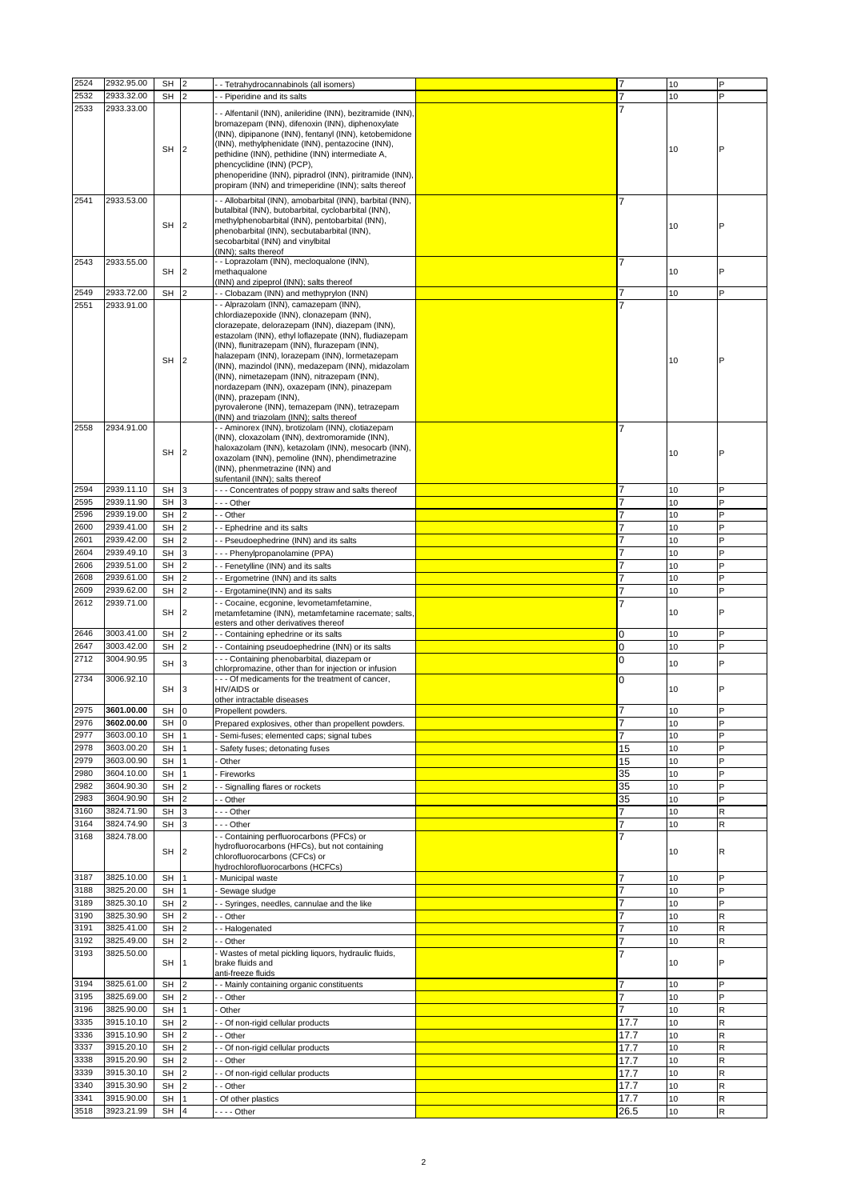| | | | | | | | | |
|---|---|---|---|---|---|---|---|---|
| 2524 | 2932.95.00 | SH | 2 | - - Tetrahydrocannabinols (all isomers) | | 7 | 10 | P |
| 2532 | 2933.32.00 | SH | 2 | - - Piperidine and its salts | | 7 | 10 | P |
| 2533 | 2933.33.00 | SH | 2 | - - Alfentanil (INN), anileridine (INN), bezitramide (INN), bromazepam (INN), difenoxin (INN), diphenoxylate (INN), dipipanone (INN), fentanyl (INN), ketobemidone (INN), methylphenidate (INN), pentazocine (INN), pethidine (INN), pethidine (INN) intermediate A, phencyclidine (INN) (PCP), phenoperidine (INN), pipradrol (INN), piritramide (INN), propiram (INN) and trimeperidine (INN); salts thereof | | 7 | 10 | P |
| 2541 | 2933.53.00 | SH | 2 | - - Allobarbital (INN), amobarbital (INN), barbital (INN), butalbital (INN), butobarbital, cyclobarbital (INN), methylphenobarbital (INN), pentobarbital (INN), phenobarbital (INN), secbutabarbital (INN), secobarbital (INN) and vinylbital (INN); salts thereof | | 7 | 10 | P |
| 2543 | 2933.55.00 | SH | 2 | - - Loprazolam (INN), mecloqualone (INN), methaqualone (INN) and zipeprol (INN); salts thereof | | 7 | 10 | P |
| 2549 | 2933.72.00 | SH | 2 | - - Clobazam (INN) and methyprylon (INN) | | 7 | 10 | P |
| 2551 | 2933.91.00 | SH | 2 | - - Alprazolam (INN), camazepam (INN), chlordiazepoxide (INN), clonazepam (INN), clorazepate, delorazepam (INN), diazepam (INN), estazolam (INN), ethyl loflazepate (INN), fludiazepam (INN), flunitrazepam (INN), flurazepam (INN), halazepam (INN), lorazepam (INN), lormetazepam (INN), mazindol (INN), medazepam (INN), midazolam (INN), nimetazepam (INN), nitrazepam (INN), nordazepam (INN), oxazepam (INN), pinazepam (INN), prazepam (INN), pyrovalerone (INN), temazepam (INN), tetrazepam (INN) and triazolam (INN); salts thereof | | 7 | 10 | P |
| 2558 | 2934.91.00 | SH | 2 | - - Aminorex (INN), brotizolam (INN), clotiazepam (INN), cloxazolam (INN), dextromoramide (INN), haloxazolam (INN), ketazolam (INN), mesocarb (INN), oxazolam (INN), pemoline (INN), phendimetrazine (INN), phenmetrazine (INN) and sufentanil (INN); salts thereof | | 7 | 10 | P |
| 2594 | 2939.11.10 | SH | 3 | - - - Concentrates of poppy straw and salts thereof | | 7 | 10 | P |
| 2595 | 2939.11.90 | SH | 3 | - - - Other | | 7 | 10 | P |
| 2596 | 2939.19.00 | SH | 2 | - - Other | | 7 | 10 | P |
| 2600 | 2939.41.00 | SH | 2 | - - Ephedrine and its salts | | 7 | 10 | P |
| 2601 | 2939.42.00 | SH | 2 | - - Pseudoephedrine (INN) and its salts | | 7 | 10 | P |
| 2604 | 2939.49.10 | SH | 3 | - - - Phenylpropanolamine (PPA) | | 7 | 10 | P |
| 2606 | 2939.51.00 | SH | 2 | - - Fenetylline (INN) and its salts | | 7 | 10 | P |
| 2608 | 2939.61.00 | SH | 2 | - - Ergometrine (INN) and its salts | | 7 | 10 | P |
| 2609 | 2939.62.00 | SH | 2 | - - Ergotamine(INN) and its salts | | 7 | 10 | P |
| 2612 | 2939.71.00 | SH | 2 | - - Cocaine, ecgonine, levometamfetamine, metamfetamine (INN), metamfetamine racemate; salts, esters and other derivatives thereof | | 7 | 10 | P |
| 2646 | 3003.41.00 | SH | 2 | - - Containing ephedrine or its salts | | 0 | 10 | P |
| 2647 | 3003.42.00 | SH | 2 | - - Containing pseudoephedrine (INN) or its salts | | 0 | 10 | P |
| 2712 | 3004.90.95 | SH | 3 | - - - Containing phenobarbital, diazepam or chlorpromazine, other than for injection or infusion | | 0 | 10 | P |
| 2734 | 3006.92.10 | SH | 3 | - - - Of medicaments for the treatment of cancer, HIV/AIDS or other intractable diseases | | 0 | 10 | P |
| 2975 | **3601.00.00** | SH | 0 | Propellent powders. | | 7 | 10 | P |
| 2976 | **3602.00.00** | SH | 0 | Prepared explosives, other than propellent powders. | | 7 | 10 | P |
| 2977 | 3603.00.10 | SH | 1 | - Semi-fuses; elemented caps; signal tubes | | 7 | 10 | P |
| 2978 | 3603.00.20 | SH | 1 | - Safety fuses; detonating fuses | | 15 | 10 | P |
| 2979 | 3603.00.90 | SH | 1 | - Other | | 15 | 10 | P |
| 2980 | 3604.10.00 | SH | 1 | - Fireworks | | 35 | 10 | P |
| 2982 | 3604.90.30 | SH | 2 | - - Signalling flares or rockets | | 35 | 10 | P |
| 2983 | 3604.90.90 | SH | 2 | - - Other | | 35 | 10 | P |
| 3160 | 3824.71.90 | SH | 3 | - - - Other | | 7 | 10 | R |
| 3164 | 3824.74.90 | SH | 3 | - - - Other | | 7 | 10 | R |
| 3168 | 3824.78.00 | SH | 2 | - - Containing perfluorocarbons (PFCs) or hydrofluorocarbons (HFCs), but not containing chlorofluorocarbons (CFCs) or hydrochlorofluorocarbons (HCFCs) | | 7 | 10 | R |
| 3187 | 3825.10.00 | SH | 1 | - Municipal waste | | 7 | 10 | P |
| 3188 | 3825.20.00 | SH | 1 | - Sewage sludge | | 7 | 10 | P |
| 3189 | 3825.30.10 | SH | 2 | - - Syringes, needles, cannulae and the like | | 7 | 10 | P |
| 3190 | 3825.30.90 | SH | 2 | - - Other | | 7 | 10 | R |
| 3191 | 3825.41.00 | SH | 2 | - - Halogenated | | 7 | 10 | R |
| 3192 | 3825.49.00 | SH | 2 | - - Other | | 7 | 10 | R |
| 3193 | 3825.50.00 | SH | 1 | - Wastes of metal pickling liquors, hydraulic fluids, brake fluids and anti-freeze fluids | | 7 | 10 | P |
| 3194 | 3825.61.00 | SH | 2 | - - Mainly containing organic constituents | | 7 | 10 | P |
| 3195 | 3825.69.00 | SH | 2 | - - Other | | 7 | 10 | P |
| 3196 | 3825.90.00 | SH | 1 | - Other | | 7 | 10 | R |
| 3335 | 3915.10.10 | SH | 2 | - - Of non-rigid cellular products | | 17.7 | 10 | R |
| 3336 | 3915.10.90 | SH | 2 | - - Other | | 17.7 | 10 | R |
| 3337 | 3915.20.10 | SH | 2 | - - Of non-rigid cellular products | | 17.7 | 10 | R |
| 3338 | 3915.20.90 | SH | 2 | - - Other | | 17.7 | 10 | R |
| 3339 | 3915.30.10 | SH | 2 | - - Of non-rigid cellular products | | 17.7 | 10 | R |
| 3340 | 3915.30.90 | SH | 2 | - - Other | | 17.7 | 10 | R |
| 3341 | 3915.90.00 | SH | 1 | - Of other plastics | | 17.7 | 10 | R |
| 3518 | 3923.21.99 | SH | 4 | - - - - Other | | 26.5 | 10 | R |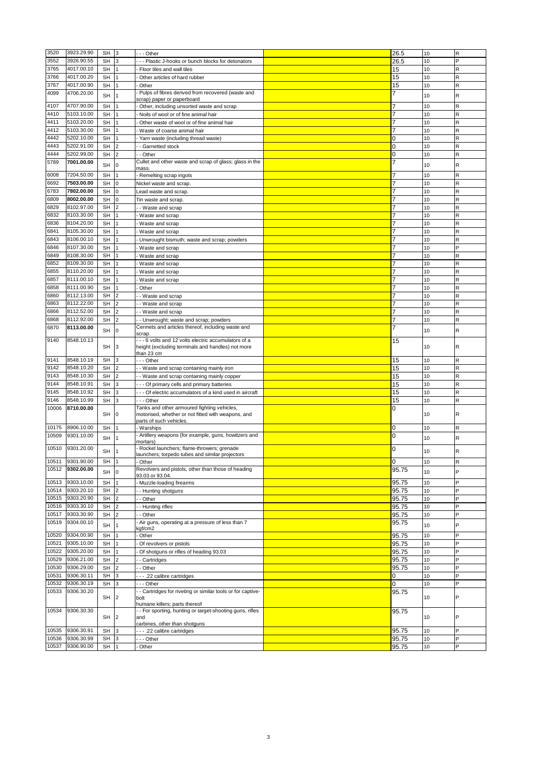| | | | | | | | | |
|---|---|---|---|---|---|---|---|---|
| 3520 | 3923.29.90 | SH | 3 | - - - Other | | 26.5 | 10 | R |
| 3552 | 3926.90.55 | SH | 3 | - - - Plastic J-hooks or bunch blocks for detonators | | 26.5 | 10 | P |
| 3765 | 4017.00.10 | SH | 1 | - Floor tiles and wall tiles | | 15 | 10 | R |
| 3766 | 4017.00.20 | SH | 1 | - Other articles of hard rubber | | 15 | 10 | R |
| 3767 | 4017.00.90 | SH | 1 | - Other | | 15 | 10 | R |
| 4099 | 4706.20.00 | SH | 1 | - Pulps of fibres derived from recovered (waste and scrap) paper or paperboard | | 7 | 10 | R |
| 4107 | 4707.90.00 | SH | 1 | - Other, including unsorted waste and scrap | | 7 | 10 | R |
| 4410 | 5103.10.00 | SH | 1 | - Noils of wool or of fine animal hair | | 7 | 10 | R |
| 4411 | 5103.20.00 | SH | 1 | - Other waste of wool or of fine animal hair | | 7 | 10 | R |
| 4412 | 5103.30.00 | SH | 1 | - Waste of coarse animal hair | | 7 | 10 | R |
| 4442 | 5202.10.00 | SH | 1 | - Yarn waste (including thread waste) | | 0 | 10 | R |
| 4443 | 5202.91.00 | SH | 2 | - - Garnetted stock | | 0 | 10 | R |
| 4444 | 5202.99.00 | SH | 2 | - - Other | | 0 | 10 | R |
| 5789 | **7001.00.00** | SH | 0 | Cullet and other waste and scrap of glass; glass in the mass. | | 7 | 10 | R |
| 6008 | 7204.50.00 | SH | 1 | - Remelting scrap ingots | | 7 | 10 | R |
| 6692 | **7503.00.00** | SH | 0 | Nickel waste and scrap. | | 7 | 10 | R |
| 6783 | **7802.00.00** | SH | 0 | Lead waste and scrap. | | 7 | 10 | R |
| 6809 | **8002.00.00** | SH | 0 | Tin waste and scrap. | | 7 | 10 | R |
| 6829 | 8102.97.00 | SH | 2 | - - Waste and scrap | | 7 | 10 | R |
| 6832 | 8103.30.00 | SH | 1 | - Waste and scrap | | 7 | 10 | R |
| 6836 | 8104.20.00 | SH | 1 | - Waste and scrap | | 7 | 10 | R |
| 6841 | 8105.30.00 | SH | 1 | - Waste and scrap | | 7 | 10 | R |
| 6843 | 8106.00.10 | SH | 1 | - Unwrought bismuth; waste and scrap; powders | | 7 | 10 | R |
| 6846 | 8107.30.00 | SH | 1 | - Waste and scrap | | 7 | 10 | P |
| 6849 | 8108.30.00 | SH | 1 | - Waste and scrap | | 7 | 10 | R |
| 6852 | 8109.30.00 | SH | 1 | - Waste and scrap | | 7 | 10 | R |
| 6855 | 8110.20.00 | SH | 1 | - Waste and scrap | | 7 | 10 | R |
| 6857 | 8111.00.10 | SH | 1 | - Waste and scrap | | 7 | 10 | R |
| 6858 | 8111.00.90 | SH | 1 | - Other | | 7 | 10 | R |
| 6860 | 8112.13.00 | SH | 2 | - - Waste and scrap | | 7 | 10 | R |
| 6863 | 8112.22.00 | SH | 2 | - - Waste and scrap | | 7 | 10 | R |
| 6866 | 8112.52.00 | SH | 2 | - - Waste and scrap | | 7 | 10 | R |
| 6868 | 8112.92.00 | SH | 2 | - - Unwrought; waste and scrap; powders | | 7 | 10 | R |
| 6870 | **8113.00.00** | SH | 0 | Cermets and articles thereof, including waste and scrap. | | 7 | 10 | R |
| 9140 | 8548.10.13 | SH | 3 | - - - 6 volts and 12 volts electric accumulators of a height (excluding terminals and handles) not more than 23 cm | | 15 | 10 | R |
| 9141 | 8548.10.19 | SH | 3 | - - - Other | | 15 | 10 | R |
| 9142 | 8548.10.20 | SH | 2 | - - Waste and scrap containing mainly iron | | 15 | 10 | R |
| 9143 | 8548.10.30 | SH | 2 | - - Waste and scrap containing mainly copper | | 15 | 10 | R |
| 9144 | 8548.10.91 | SH | 3 | - - - Of primary cells and primary batteries | | 15 | 10 | R |
| 9145 | 8548.10.92 | SH | 3 | - - - Of electric accumulators of a kind used in aircraft | | 15 | 10 | R |
| 9146 | 8548.10.99 | SH | 3 | - - - Other | | 15 | 10 | R |
| 10006 | **8710.00.00** | SH | 0 | Tanks and other armoured fighting vehicles, motorised, whether or not fitted with weapons, and parts of such vehicles. | | 0 | 10 | R |
| 10175 | 8906.10.00 | SH | 1 | - Warships | | 0 | 10 | R |
| 10509 | 9301.10.00 | SH | 1 | - Artillery weapons (for example, guns, howitzers and mortars) | | 0 | 10 | R |
| 10510 | 9301.20.00 | SH | 1 | - Rocket launchers; flame-throwers; grenade launchers; torpedo tubes and similar projectors | | 0 | 10 | R |
| 10511 | 9301.90.00 | SH | 1 | - Other | | 0 | 10 | R |
| 10512 | **9302.00.00** | SH | 0 | Revolvers and pistols, other than those of heading 93.03 or 93.04. | | 95.75 | 10 | P |
| 10513 | 9303.10.00 | SH | 1 | - Muzzle-loading firearms | | 95.75 | 10 | P |
| 10514 | 9303.20.10 | SH | 2 | - - Hunting shotguns | | 95.75 | 10 | P |
| 10515 | 9303.20.90 | SH | 2 | - - Other | | 95.75 | 10 | P |
| 10516 | 9303.30.10 | SH | 2 | - - Hunting rifles | | 95.75 | 10 | P |
| 10517 | 9303.30.90 | SH | 2 | - - Other | | 95.75 | 10 | P |
| 10519 | 9304.00.10 | SH | 1 | - Air guns, operating at a pressure of less than 7 kgf/cm2 | | 95.75 | 10 | P |
| 10520 | 9304.00.90 | SH | 1 | - Other | | 95.75 | 10 | P |
| 10521 | 9305.10.00 | SH | 1 | - Of revolvers or pistols | | 95.75 | 10 | P |
| 10522 | 9305.20.00 | SH | 1 | - Of shotguns or rifles of heading 93.03 | | 95.75 | 10 | P |
| 10529 | 9306.21.00 | SH | 2 | - - Cartridges | | 95.75 | 10 | P |
| 10530 | 9306.29.00 | SH | 2 | - - Other | | 95.75 | 10 | P |
| 10531 | 9306.30.11 | SH | 3 | - - - .22 calibre cartridges | | 0 | 10 | P |
| 10532 | 9306.30.19 | SH | 3 | - - - Other | | 0 | 10 | P |
| 10533 | 9306.30.20 | SH | 2 | - - Cartridges for riveting or similar tools or for captive-bolt humane killers; parts thereof | | 95.75 | 10 | P |
| 10534 | 9306.30.30 | SH | 2 | - - For sporting, hunting or target-shooting guns, rifles and carbines, other than shotguns | | 95.75 | 10 | P |
| 10535 | 9306.30.91 | SH | 3 | - - - .22 calibre cartridges | | 95.75 | 10 | P |
| 10536 | 9306.30.99 | SH | 3 | - - - Other | | 95.75 | 10 | P |
| 10537 | 9306.90.00 | SH | 1 | - Other | | 95.75 | 10 | P |